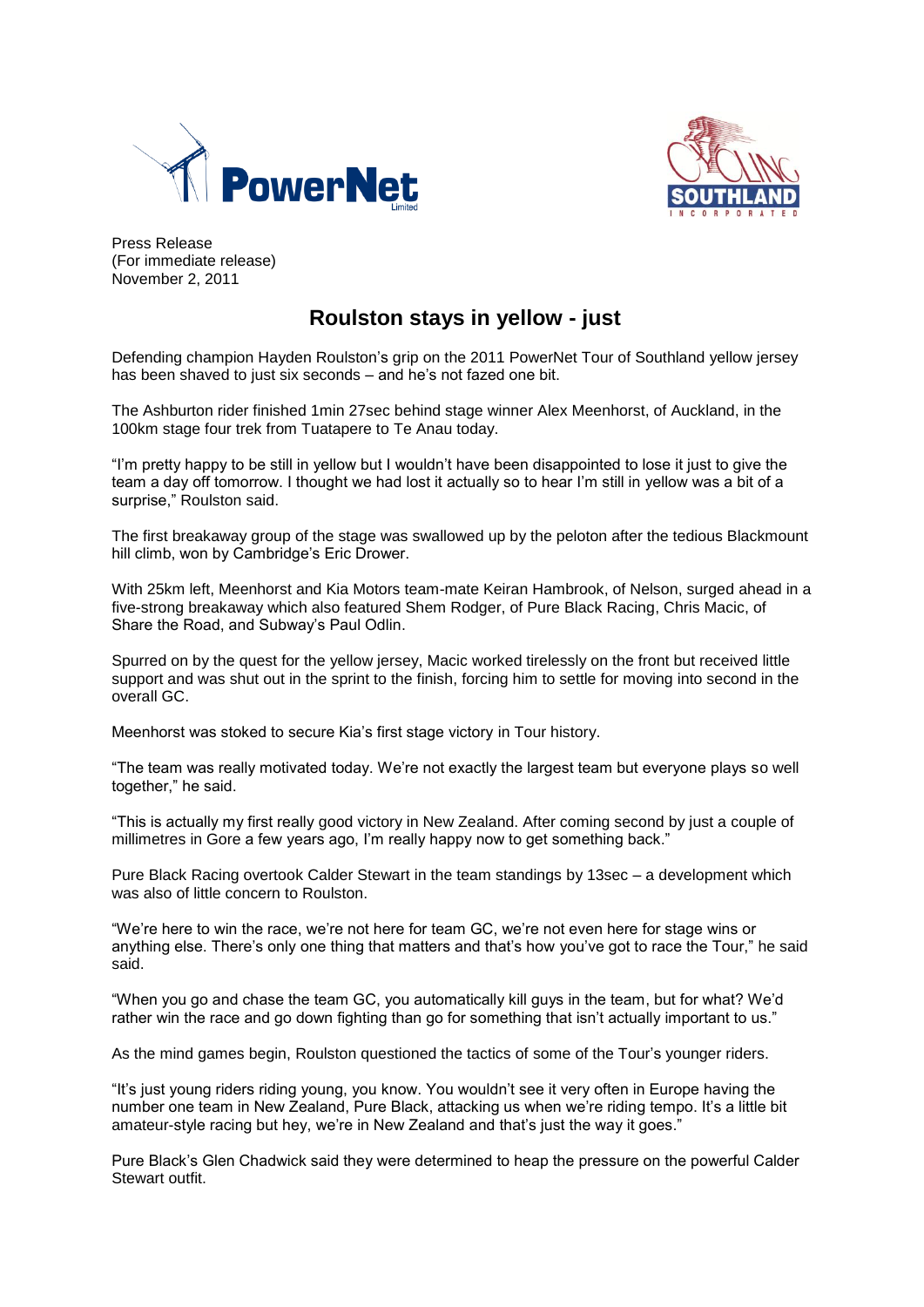Press Release
(For immediate release)
November 2, 2011

# Roulston stays in yellow - just

Defending champion Hayden Roulston's grip on the 2011 PowerNet Tour of Southland yellow jersey has been shaved to just six seconds – and he's not fazed one bit.

The Ashburton rider finished 1min 27sec behind stage winner Alex Meenhorst, of Auckland, in the 100km stage four trek from Tuatapere to Te Anau today.

"I'm pretty happy to be still in yellow but I wouldn't have been disappointed to lose it just to give the team a day off tomorrow. I thought we had lost it actually so to hear I'm still in yellow was a bit of a surprise," Roulston said.

The first breakaway group of the stage was swallowed up by the peloton after the tedious Blackmount hill climb, won by Cambridge's Eric Drower.

With 25km left, Meenhorst and Kia Motors team-mate Keiran Hambrook, of Nelson, surged ahead in a five-strong breakaway which also featured Shem Rodger, of Pure Black Racing, Chris Macic, of Share the Road, and Subway's Paul Odlin.

Spurred on by the quest for the yellow jersey, Macic worked tirelessly on the front but received little support and was shut out in the sprint to the finish, forcing him to settle for moving into second in the overall GC.

Meenhorst was stoked to secure Kia's first stage victory in Tour history.

"The team was really motivated today. We're not exactly the largest team but everyone plays so well together," he said.

"This is actually my first really good victory in New Zealand. After coming second by just a couple of millimetres in Gore a few years ago, I'm really happy now to get something back."

Pure Black Racing overtook Calder Stewart in the team standings by 13sec – a development which was also of little concern to Roulston.

"We're here to win the race, we're not here for team GC, we're not even here for stage wins or anything else. There's only one thing that matters and that's how you've got to race the Tour," he said said.

"When you go and chase the team GC, you automatically kill guys in the team, but for what? We'd rather win the race and go down fighting than go for something that isn't actually important to us."

As the mind games begin, Roulston questioned the tactics of some of the Tour's younger riders.

"It's just young riders riding young, you know. You wouldn't see it very often in Europe having the number one team in New Zealand, Pure Black, attacking us when we're riding tempo. It's a little bit amateur-style racing but hey, we're in New Zealand and that's just the way it goes."

Pure Black's Glen Chadwick said they were determined to heap the pressure on the powerful Calder Stewart outfit.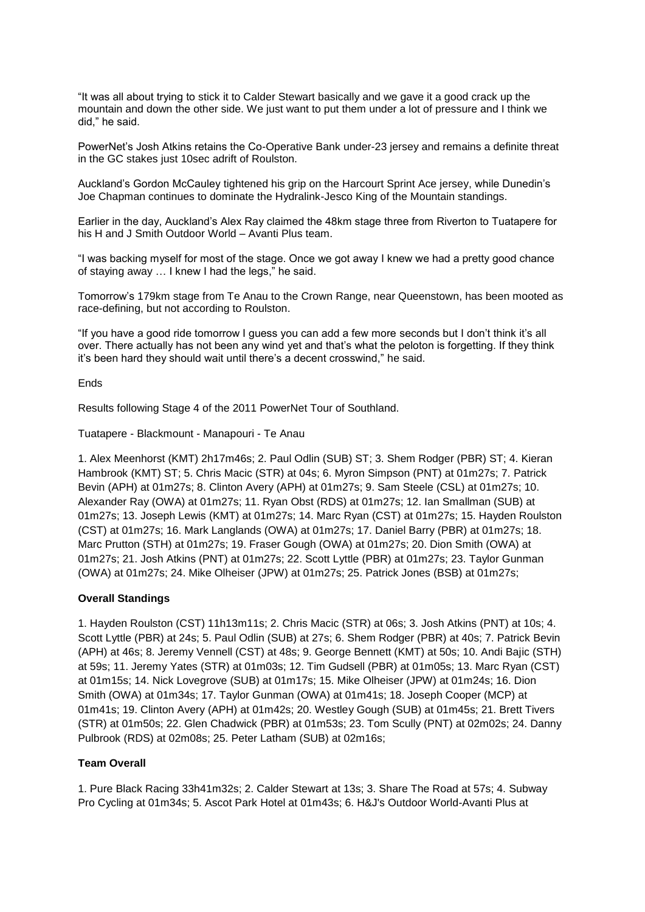"It was all about trying to stick it to Calder Stewart basically and we gave it a good crack up the mountain and down the other side. We just want to put them under a lot of pressure and I think we did," he said.

PowerNet's Josh Atkins retains the Co-Operative Bank under-23 jersey and remains a definite threat in the GC stakes just 10sec adrift of Roulston.

Auckland's Gordon McCauley tightened his grip on the Harcourt Sprint Ace jersey, while Dunedin's Joe Chapman continues to dominate the Hydralink-Jesco King of the Mountain standings.

Earlier in the day, Auckland's Alex Ray claimed the 48km stage three from Riverton to Tuatapere for his H and J Smith Outdoor World – Avanti Plus team.

"I was backing myself for most of the stage. Once we got away I knew we had a pretty good chance of staying away … I knew I had the legs," he said.

Tomorrow's 179km stage from Te Anau to the Crown Range, near Queenstown, has been mooted as race-defining, but not according to Roulston.

"If you have a good ride tomorrow I guess you can add a few more seconds but I don't think it's all over. There actually has not been any wind yet and that's what the peloton is forgetting. If they think it's been hard they should wait until there's a decent crosswind," he said.

Ends

Results following Stage 4 of the 2011 PowerNet Tour of Southland.

Tuatapere - Blackmount - Manapouri - Te Anau

1. Alex Meenhorst (KMT) 2h17m46s; 2. Paul Odlin (SUB) ST; 3. Shem Rodger (PBR) ST; 4. Kieran Hambrook (KMT) ST; 5. Chris Macic (STR) at 04s; 6. Myron Simpson (PNT) at 01m27s; 7. Patrick Bevin (APH) at 01m27s; 8. Clinton Avery (APH) at 01m27s; 9. Sam Steele (CSL) at 01m27s; 10. Alexander Ray (OWA) at 01m27s; 11. Ryan Obst (RDS) at 01m27s; 12. Ian Smallman (SUB) at 01m27s; 13. Joseph Lewis (KMT) at 01m27s; 14. Marc Ryan (CST) at 01m27s; 15. Hayden Roulston (CST) at 01m27s; 16. Mark Langlands (OWA) at 01m27s; 17. Daniel Barry (PBR) at 01m27s; 18. Marc Prutton (STH) at 01m27s; 19. Fraser Gough (OWA) at 01m27s; 20. Dion Smith (OWA) at 01m27s; 21. Josh Atkins (PNT) at 01m27s; 22. Scott Lyttle (PBR) at 01m27s; 23. Taylor Gunman (OWA) at 01m27s; 24. Mike Olheiser (JPW) at 01m27s; 25. Patrick Jones (BSB) at 01m27s;

**Overall Standings**

1. Hayden Roulston (CST) 11h13m11s; 2. Chris Macic (STR) at 06s; 3. Josh Atkins (PNT) at 10s; 4. Scott Lyttle (PBR) at 24s; 5. Paul Odlin (SUB) at 27s; 6. Shem Rodger (PBR) at 40s; 7. Patrick Bevin (APH) at 46s; 8. Jeremy Vennell (CST) at 48s; 9. George Bennett (KMT) at 50s; 10. Andi Bajic (STH) at 59s; 11. Jeremy Yates (STR) at 01m03s; 12. Tim Gudsell (PBR) at 01m05s; 13. Marc Ryan (CST) at 01m15s; 14. Nick Lovegrove (SUB) at 01m17s; 15. Mike Olheiser (JPW) at 01m24s; 16. Dion Smith (OWA) at 01m34s; 17. Taylor Gunman (OWA) at 01m41s; 18. Joseph Cooper (MCP) at 01m41s; 19. Clinton Avery (APH) at 01m42s; 20. Westley Gough (SUB) at 01m45s; 21. Brett Tivers (STR) at 01m50s; 22. Glen Chadwick (PBR) at 01m53s; 23. Tom Scully (PNT) at 02m02s; 24. Danny Pulbrook (RDS) at 02m08s; 25. Peter Latham (SUB) at 02m16s;

**Team Overall**

1. Pure Black Racing 33h41m32s; 2. Calder Stewart at 13s; 3. Share The Road at 57s; 4. Subway Pro Cycling at 01m34s; 5. Ascot Park Hotel at 01m43s; 6. H&J's Outdoor World-Avanti Plus at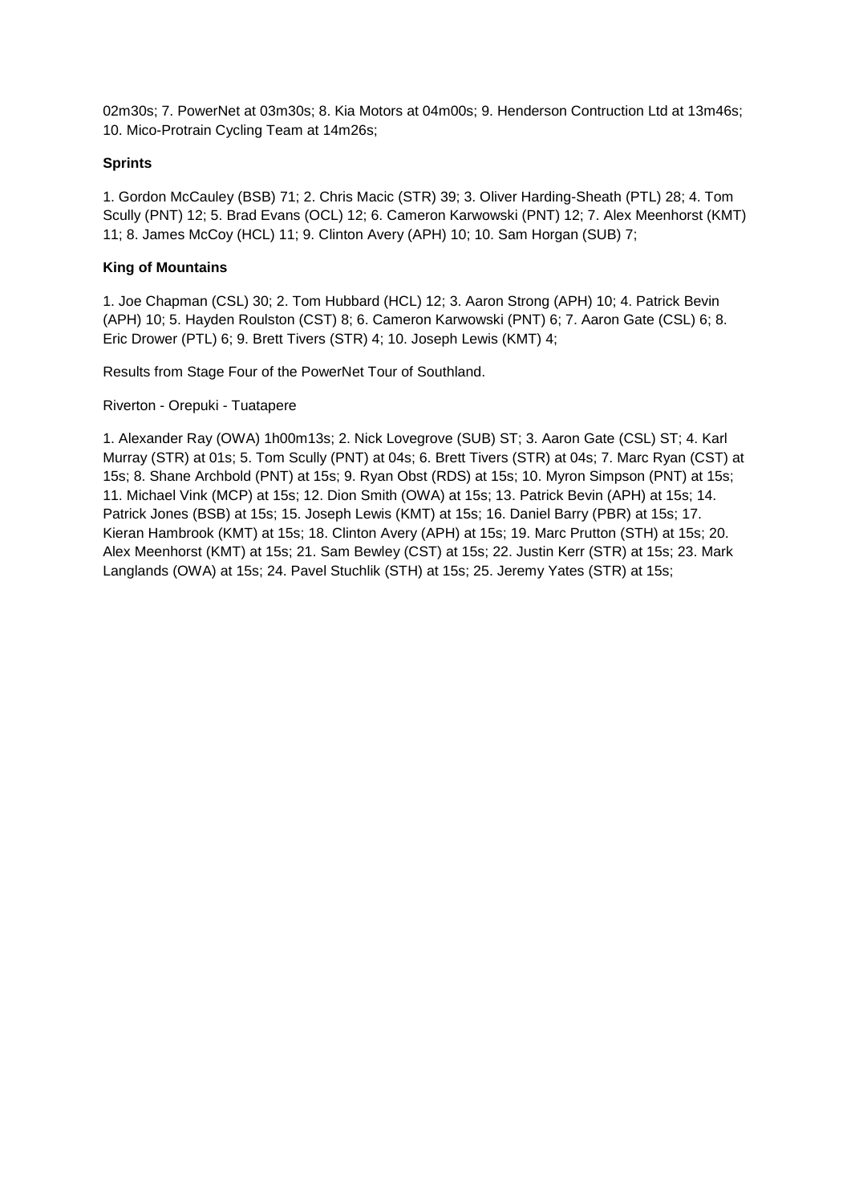02m30s; 7. PowerNet at 03m30s; 8. Kia Motors at 04m00s; 9. Henderson Contruction Ltd at 13m46s; 10. Mico-Protrain Cycling Team at 14m26s;

**Sprints**

1. Gordon McCauley (BSB) 71; 2. Chris Macic (STR) 39; 3. Oliver Harding-Sheath (PTL) 28; 4. Tom Scully (PNT) 12; 5. Brad Evans (OCL) 12; 6. Cameron Karwowski (PNT) 12; 7. Alex Meenhorst (KMT) 11; 8. James McCoy (HCL) 11; 9. Clinton Avery (APH) 10; 10. Sam Horgan (SUB) 7;

**King of Mountains**

1. Joe Chapman (CSL) 30; 2. Tom Hubbard (HCL) 12; 3. Aaron Strong (APH) 10; 4. Patrick Bevin (APH) 10; 5. Hayden Roulston (CST) 8; 6. Cameron Karwowski (PNT) 6; 7. Aaron Gate (CSL) 6; 8. Eric Drower (PTL) 6; 9. Brett Tivers (STR) 4; 10. Joseph Lewis (KMT) 4;

Results from Stage Four of the PowerNet Tour of Southland.

Riverton - Orepuki - Tuatapere

1. Alexander Ray (OWA) 1h00m13s; 2. Nick Lovegrove (SUB) ST; 3. Aaron Gate (CSL) ST; 4. Karl Murray (STR) at 01s; 5. Tom Scully (PNT) at 04s; 6. Brett Tivers (STR) at 04s; 7. Marc Ryan (CST) at 15s; 8. Shane Archbold (PNT) at 15s; 9. Ryan Obst (RDS) at 15s; 10. Myron Simpson (PNT) at 15s; 11. Michael Vink (MCP) at 15s; 12. Dion Smith (OWA) at 15s; 13. Patrick Bevin (APH) at 15s; 14. Patrick Jones (BSB) at 15s; 15. Joseph Lewis (KMT) at 15s; 16. Daniel Barry (PBR) at 15s; 17. Kieran Hambrook (KMT) at 15s; 18. Clinton Avery (APH) at 15s; 19. Marc Prutton (STH) at 15s; 20. Alex Meenhorst (KMT) at 15s; 21. Sam Bewley (CST) at 15s; 22. Justin Kerr (STR) at 15s; 23. Mark Langlands (OWA) at 15s; 24. Pavel Stuchlik (STH) at 15s; 25. Jeremy Yates (STR) at 15s;